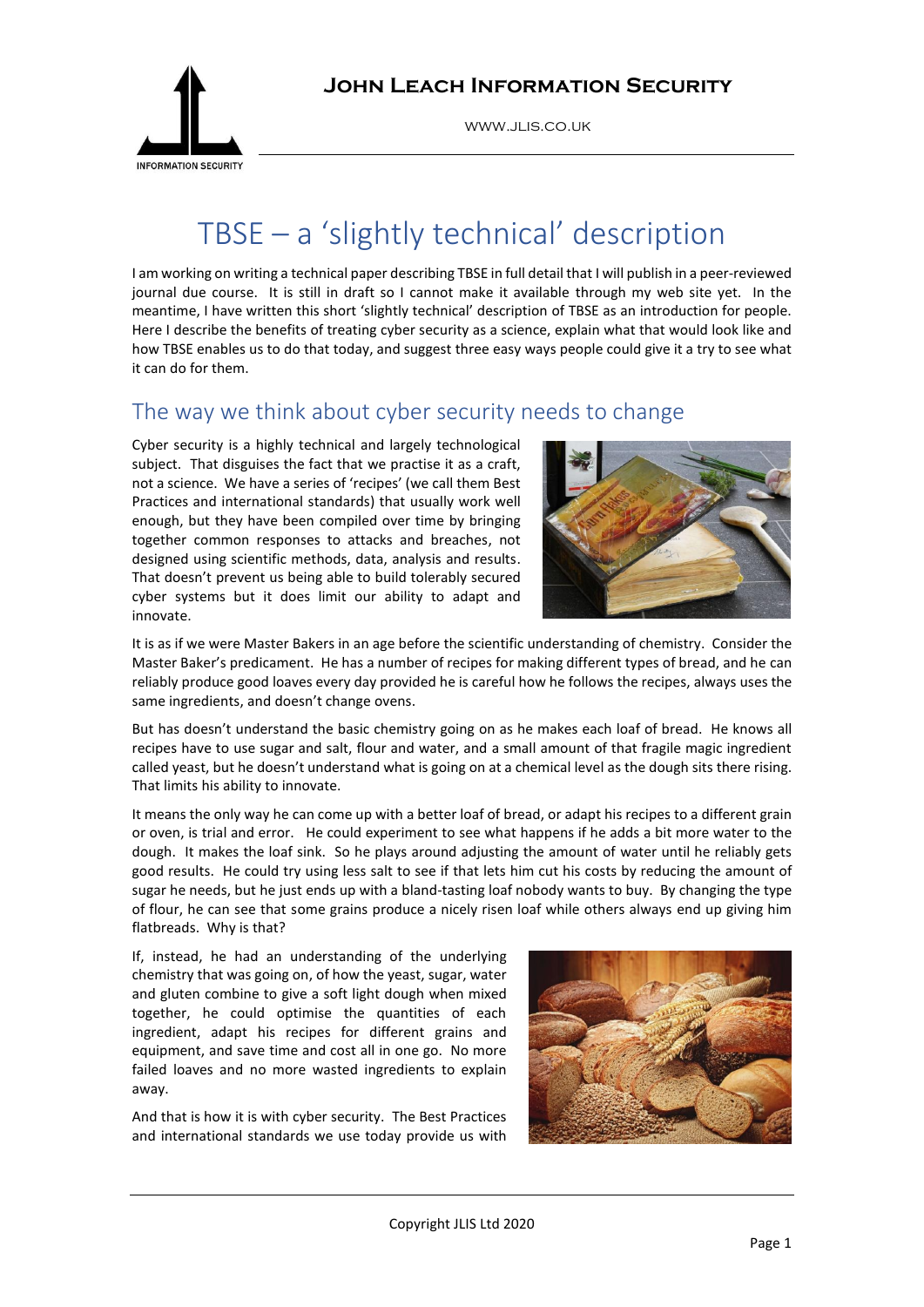# TBSE – a 'slightly technical' description

I am working on writing a technical paper describing TBSE in full detail that I will publish in a peer-reviewed journal due course. It is still in draft so I cannot make it available through my web site yet. In the meantime, I have written this short 'slightly technical' description of TBSE as an introduction for people. Here I describe the benefits of treating cyber security as a science, explain what that would look like and how TBSE enables us to do that today, and suggest three easy ways people could give it a try to see what it can do for them.

## The way we think about cyber security needs to change

Cyber security is a highly technical and largely technological subject. That disguises the fact that we practise it as a craft, not a science. We have a series of 'recipes' (we call them Best Practices and international standards) that usually work well enough, but they have been compiled over time by bringing together common responses to attacks and breaches, not designed using scientific methods, data, analysis and results. That doesn't prevent us being able to build tolerably secured cyber systems but it does limit our ability to adapt and innovate.

It is as if we were Master Bakers in an age before the scientific understanding of chemistry. Consider the Master Baker's predicament. He has a number of recipes for making different types of bread, and he can reliably produce good loaves every day provided he is careful how he follows the recipes, always uses the same ingredients, and doesn't change ovens.

But has doesn't understand the basic chemistry going on as he makes each loaf of bread. He knows all recipes have to use sugar and salt, flour and water, and a small amount of that fragile magic ingredient called yeast, but he doesn't understand what is going on at a chemical level as the dough sits there rising. That limits his ability to innovate.

It means the only way he can come up with a better loaf of bread, or adapt his recipes to a different grain or oven, is trial and error. He could experiment to see what happens if he adds a bit more water to the dough. It makes the loaf sink. So he plays around adjusting the amount of water until he reliably gets good results. He could try using less salt to see if that lets him cut his costs by reducing the amount of sugar he needs, but he just ends up with a bland-tasting loaf nobody wants to buy. By changing the type of flour, he can see that some grains produce a nicely risen loaf while others always end up giving him flatbreads. Why is that?

If, instead, he had an understanding of the underlying chemistry that was going on, of how the yeast, sugar, water and gluten combine to give a soft light dough when mixed together, he could optimise the quantities of each ingredient, adapt his recipes for different grains and equipment, and save time and cost all in one go. No more failed loaves and no more wasted ingredients to explain away.

And that is how it is with cyber security. The Best Practices and international standards we use today provide us with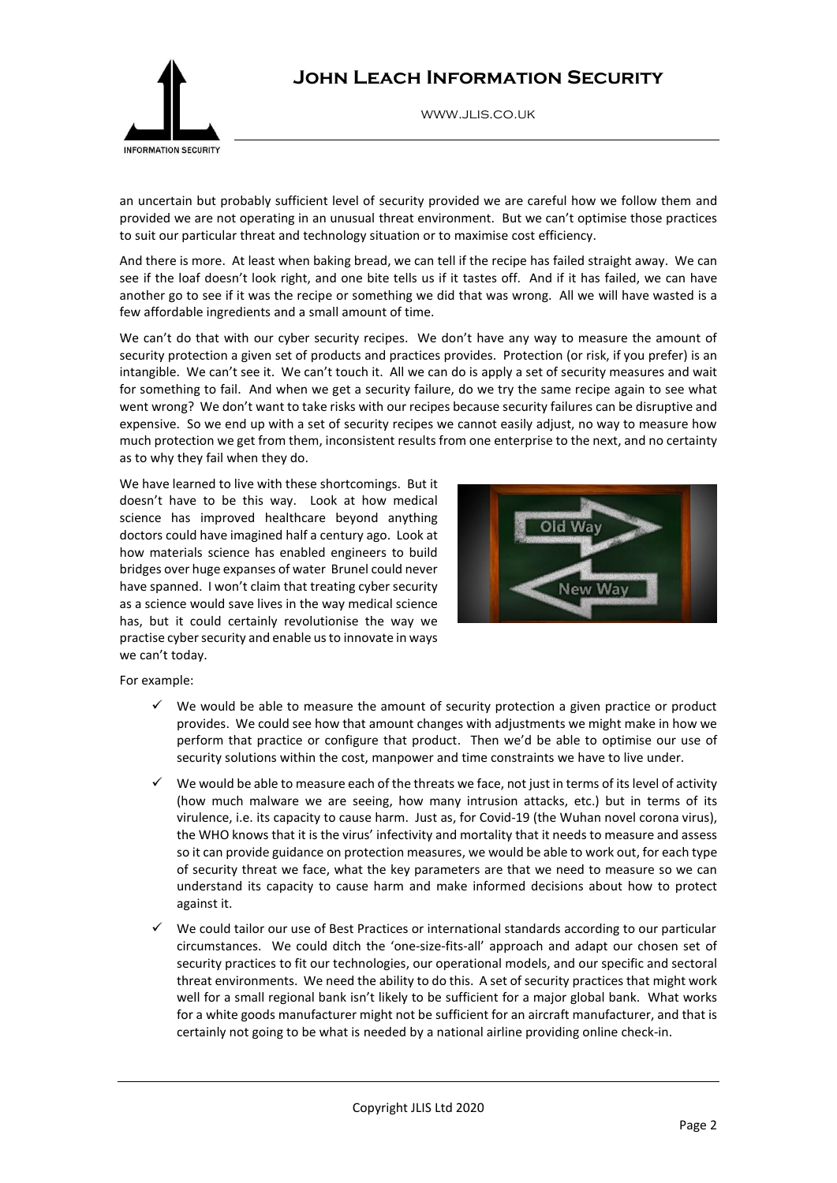an uncertain but probably sufficient level of security provided we are careful how we follow them and provided we are not operating in an unusual threat environment. But we can't optimise those practices to suit our particular threat and technology situation or to maximise cost efficiency.

And there is more. At least when baking bread, we can tell if the recipe has failed straight away. We can see if the loaf doesn't look right, and one bite tells us if it tastes off. And if it has failed, we can have another go to see if it was the recipe or something we did that was wrong. All we will have wasted is a few affordable ingredients and a small amount of time.

We can't do that with our cyber security recipes. We don't have any way to measure the amount of security protection a given set of products and practices provides. Protection (or risk, if you prefer) is an intangible. We can't see it. We can't touch it. All we can do is apply a set of security measures and wait for something to fail. And when we get a security failure, do we try the same recipe again to see what went wrong? We don't want to take risks with our recipes because security failures can be disruptive and expensive. So we end up with a set of security recipes we cannot easily adjust, no way to measure how much protection we get from them, inconsistent results from one enterprise to the next, and no certainty as to why they fail when they do.

We have learned to live with these shortcomings. But it doesn't have to be this way. Look at how medical science has improved healthcare beyond anything doctors could have imagined half a century ago. Look at how materials science has enabled engineers to build bridges over huge expanses of water Brunel could never have spanned. I won't claim that treating cyber security as a science would save lives in the way medical science has, but it could certainly revolutionise the way we practise cyber security and enable us to innovate in ways we can't today.

For example:

- ✓ We would be able to measure the amount of security protection a given practice or product provides. We could see how that amount changes with adjustments we might make in how we perform that practice or configure that product. Then we'd be able to optimise our use of security solutions within the cost, manpower and time constraints we have to live under.
- ✓ We would be able to measure each of the threats we face, not just in terms of its level of activity (how much malware we are seeing, how many intrusion attacks, etc.) but in terms of its virulence, i.e. its capacity to cause harm. Just as, for Covid-19 (the Wuhan novel corona virus), the WHO knows that it is the virus' infectivity and mortality that it needs to measure and assess so it can provide guidance on protection measures, we would be able to work out, for each type of security threat we face, what the key parameters are that we need to measure so we can understand its capacity to cause harm and make informed decisions about how to protect against it.
- ✓ We could tailor our use of Best Practices or international standards according to our particular circumstances. We could ditch the 'one-size-fits-all' approach and adapt our chosen set of security practices to fit our technologies, our operational models, and our specific and sectoral threat environments. We need the ability to do this. A set of security practices that might work well for a small regional bank isn't likely to be sufficient for a major global bank. What works for a white goods manufacturer might not be sufficient for an aircraft manufacturer, and that is certainly not going to be what is needed by a national airline providing online check-in.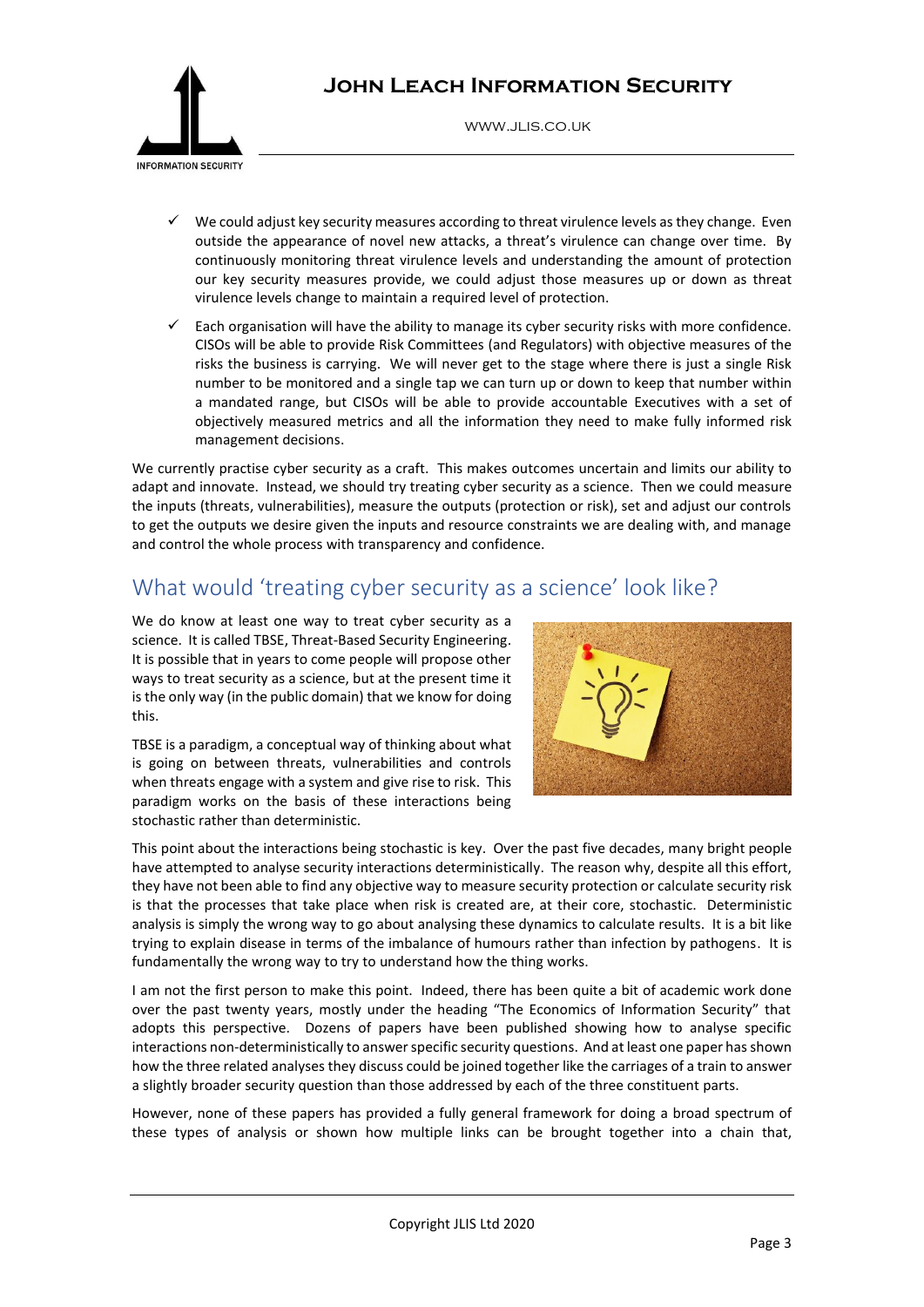- ✓ We could adjust key security measures according to threat virulence levels as they change. Even outside the appearance of novel new attacks, a threat's virulence can change over time. By continuously monitoring threat virulence levels and understanding the amount of protection our key security measures provide, we could adjust those measures up or down as threat virulence levels change to maintain a required level of protection.
- ✓ Each organisation will have the ability to manage its cyber security risks with more confidence. CISOs will be able to provide Risk Committees (and Regulators) with objective measures of the risks the business is carrying. We will never get to the stage where there is just a single Risk number to be monitored and a single tap we can turn up or down to keep that number within a mandated range, but CISOs will be able to provide accountable Executives with a set of objectively measured metrics and all the information they need to make fully informed risk management decisions.

We currently practise cyber security as a craft. This makes outcomes uncertain and limits our ability to adapt and innovate. Instead, we should try treating cyber security as a science. Then we could measure the inputs (threats, vulnerabilities), measure the outputs (protection or risk), set and adjust our controls to get the outputs we desire given the inputs and resource constraints we are dealing with, and manage and control the whole process with transparency and confidence.

## What would 'treating cyber security as a science' look like?

We do know at least one way to treat cyber security as a science. It is called TBSE, Threat-Based Security Engineering. It is possible that in years to come people will propose other ways to treat security as a science, but at the present time it is the only way (in the public domain) that we know for doing this.

TBSE is a paradigm, a conceptual way of thinking about what is going on between threats, vulnerabilities and controls when threats engage with a system and give rise to risk. This paradigm works on the basis of these interactions being stochastic rather than deterministic.

This point about the interactions being stochastic is key. Over the past five decades, many bright people have attempted to analyse security interactions deterministically. The reason why, despite all this effort, they have not been able to find any objective way to measure security protection or calculate security risk is that the processes that take place when risk is created are, at their core, stochastic. Deterministic analysis is simply the wrong way to go about analysing these dynamics to calculate results. It is a bit like trying to explain disease in terms of the imbalance of humours rather than infection by pathogens. It is fundamentally the wrong way to try to understand how the thing works.

I am not the first person to make this point. Indeed, there has been quite a bit of academic work done over the past twenty years, mostly under the heading "The Economics of Information Security" that adopts this perspective. Dozens of papers have been published showing how to analyse specific security interactions non-deterministically to answer specific security questions. And at least one paper has shown how the three related analyses they discuss could be joined together like the carriages of a train to answer a slightly broader security question than those addressed by each of the three constituent parts.

However, none of these papers has provided a fully general framework for doing a broad spectrum of these types of analysis or shown how multiple links can be brought together into a chain that,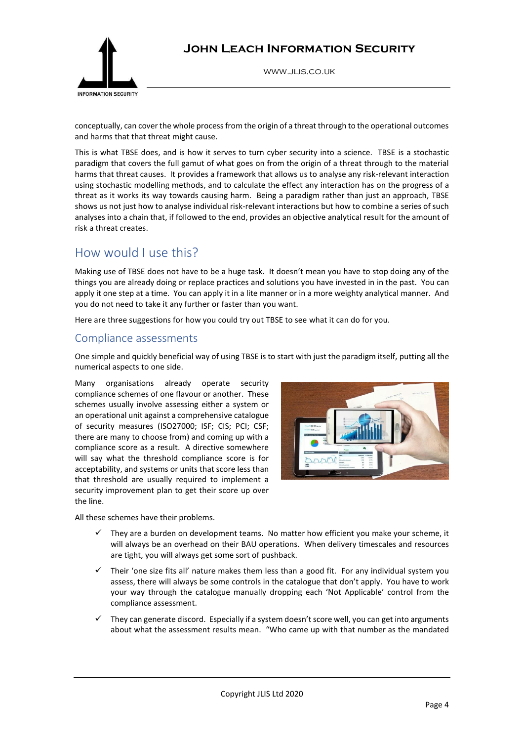conceptually, can cover the whole process from the origin of a threat through to the operational outcomes and harms that that threat might cause.

This is what TBSE does, and is how it serves to turn cyber security into a science. TBSE is a stochastic paradigm that covers the full gamut of what goes on from the origin of a threat through to the material harms that threat causes. It provides a framework that allows us to analyse any risk-relevant interaction using stochastic modelling methods, and to calculate the effect any interaction has on the progress of a threat as it works its way towards causing harm. Being a paradigm rather than just an approach, TBSE shows us not just how to analyse individual risk-relevant interactions but how to combine a series of such analyses into a chain that, if followed to the end, provides an objective analytical result for the amount of risk a threat creates.

## How would I use this?

Making use of TBSE does not have to be a huge task. It doesn't mean you have to stop doing any of the things you are already doing or replace practices and solutions you have invested in in the past. You can apply it one step at a time. You can apply it in a lite manner or in a more weighty analytical manner. And you do not need to take it any further or faster than you want.

Here are three suggestions for how you could try out TBSE to see what it can do for you.

### Compliance assessments

One simple and quickly beneficial way of using TBSE is to start with just the paradigm itself, putting all the numerical aspects to one side.

Many organisations already operate security compliance schemes of one flavour or another. These schemes usually involve assessing either a system or an operational unit against a comprehensive catalogue of security measures (ISO27000; ISF; CIS; PCI; CSF; there are many to choose from) and coming up with a compliance score as a result. A directive somewhere will say what the threshold compliance score is for acceptability, and systems or units that score less than that threshold are usually required to implement a security improvement plan to get their score up over the line.

All these schemes have their problems.

- ✓ They are a burden on development teams. No matter how efficient you make your scheme, it will always be an overhead on their BAU operations. When delivery timescales and resources are tight, you will always get some sort of pushback.
- ✓ Their 'one size fits all' nature makes them less than a good fit. For any individual system you assess, there will always be some controls in the catalogue that don't apply. You have to work your way through the catalogue manually dropping each 'Not Applicable' control from the compliance assessment.
- ✓ They can generate discord. Especially if a system doesn't score well, you can get into arguments about what the assessment results mean. "Who came up with that number as the mandated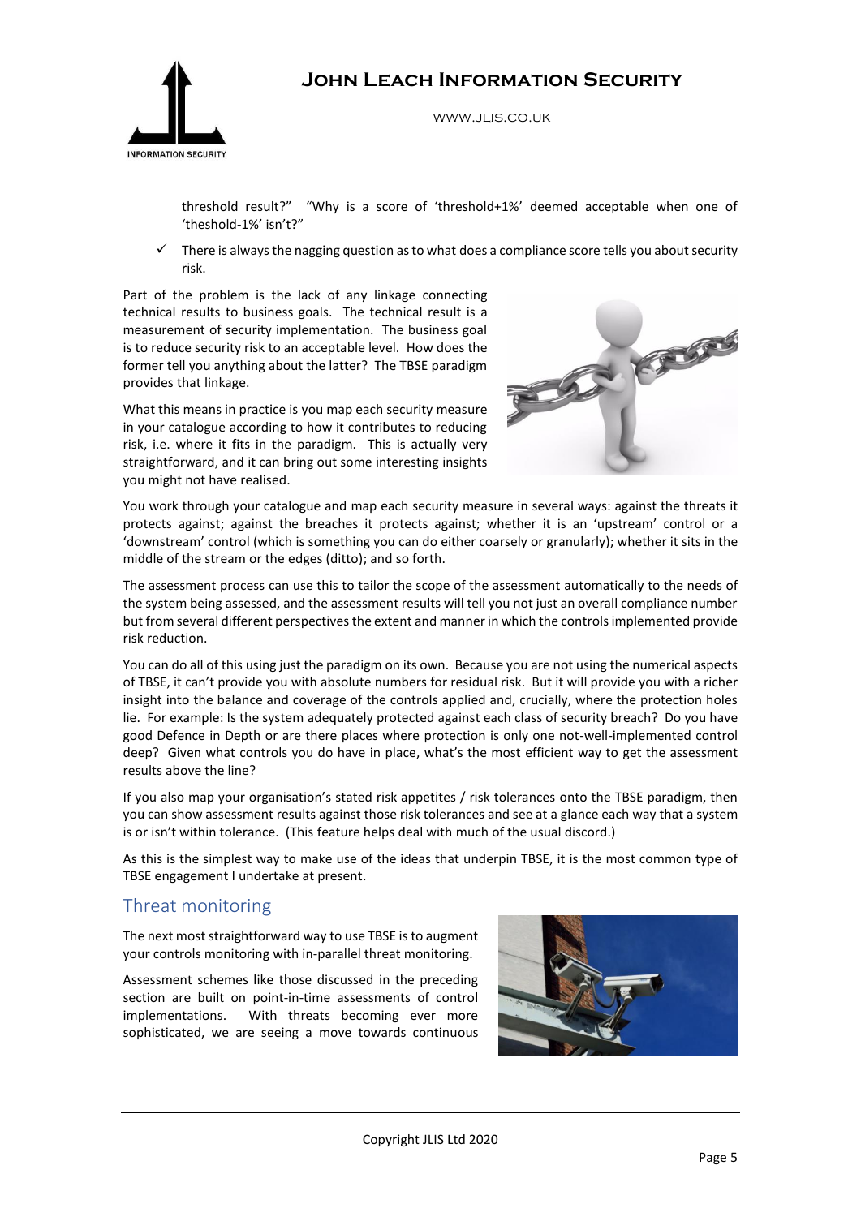threshold result?" "Why is a score of 'threshold+1%' deemed acceptable when one of 'theshold-1%' isn't?"

- ✓ There is always the nagging question as to what does a compliance score tells you about security risk.

Part of the problem is the lack of any linkage connecting technical results to business goals. The technical result is a measurement of security implementation. The business goal is to reduce security risk to an acceptable level. How does the former tell you anything about the latter? The TBSE paradigm provides that linkage.

What this means in practice is you map each security measure in your catalogue according to how it contributes to reducing risk, i.e. where it fits in the paradigm. This is actually very straightforward, and it can bring out some interesting insights you might not have realised.

You work through your catalogue and map each security measure in several ways: against the threats it protects against; against the breaches it protects against; whether it is an 'upstream' control or a 'downstream' control (which is something you can do either coarsely or granularly); whether it sits in the middle of the stream or the edges (ditto); and so forth.

The assessment process can use this to tailor the scope of the assessment automatically to the needs of the system being assessed, and the assessment results will tell you not just an overall compliance number but from several different perspectives the extent and manner in which the controls implemented provide risk reduction.

You can do all of this using just the paradigm on its own. Because you are not using the numerical aspects of TBSE, it can't provide you with absolute numbers for residual risk. But it will provide you with a richer insight into the balance and coverage of the controls applied and, crucially, where the protection holes lie. For example: Is the system adequately protected against each class of security breach? Do you have good Defence in Depth or are there places where protection is only one not-well-implemented control deep? Given what controls you do have in place, what's the most efficient way to get the assessment results above the line?

If you also map your organisation's stated risk appetites / risk tolerances onto the TBSE paradigm, then you can show assessment results against those risk tolerances and see at a glance each way that a system is or isn't within tolerance. (This feature helps deal with much of the usual discord.)

As this is the simplest way to make use of the ideas that underpin TBSE, it is the most common type of TBSE engagement I undertake at present.

## Threat monitoring

The next most straightforward way to use TBSE is to augment your controls monitoring with in-parallel threat monitoring.

Assessment schemes like those discussed in the preceding section are built on point-in-time assessments of control implementations. With threats becoming ever more sophisticated, we are seeing a move towards continuous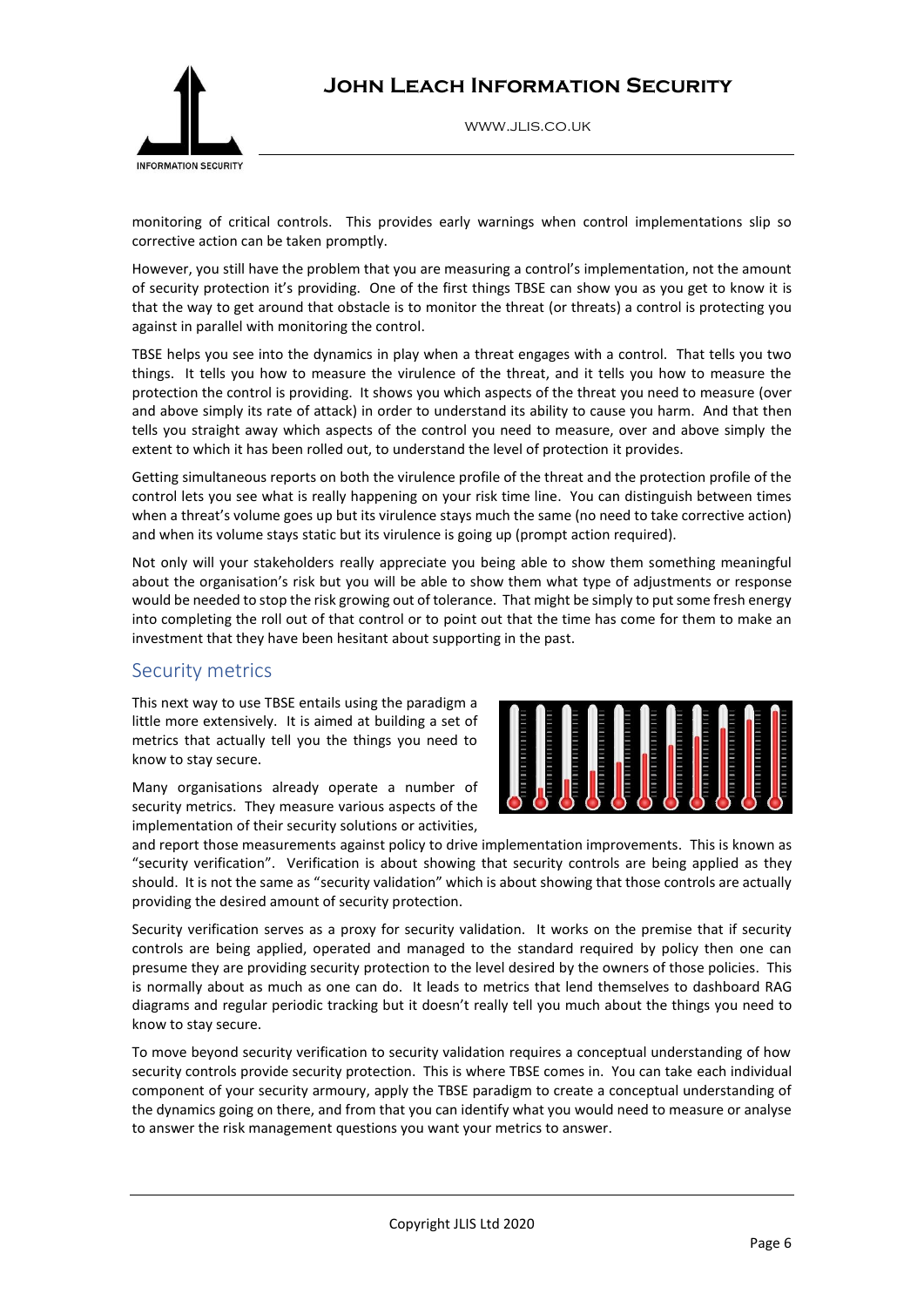monitoring of critical controls. This provides early warnings when control implementations slip so corrective action can be taken promptly.

However, you still have the problem that you are measuring a control's implementation, not the amount of security protection it's providing. One of the first things TBSE can show you as you get to know it is that the way to get around that obstacle is to monitor the threat (or threats) a control is protecting you against in parallel with monitoring the control.

TBSE helps you see into the dynamics in play when a threat engages with a control. That tells you two things. It tells you how to measure the virulence of the threat, and it tells you how to measure the protection the control is providing. It shows you which aspects of the threat you need to measure (over and above simply its rate of attack) in order to understand its ability to cause you harm. And that then tells you straight away which aspects of the control you need to measure, over and above simply the extent to which it has been rolled out, to understand the level of protection it provides.

Getting simultaneous reports on both the virulence profile of the threat and the protection profile of the control lets you see what is really happening on your risk time line. You can distinguish between times when a threat's volume goes up but its virulence stays much the same (no need to take corrective action) and when its volume stays static but its virulence is going up (prompt action required).

Not only will your stakeholders really appreciate you being able to show them something meaningful about the organisation's risk but you will be able to show them what type of adjustments or response would be needed to stop the risk growing out of tolerance. That might be simply to put some fresh energy into completing the roll out of that control or to point out that the time has come for them to make an investment that they have been hesitant about supporting in the past.

## Security metrics

This next way to use TBSE entails using the paradigm a little more extensively. It is aimed at building a set of metrics that actually tell you the things you need to know to stay secure.

Many organisations already operate a number of security metrics. They measure various aspects of the implementation of their security solutions or activities, and report those measurements against policy to drive implementation improvements. This is known as "security verification". Verification is about showing that security controls are being applied as they should. It is not the same as "security validation" which is about showing that those controls are actually providing the desired amount of security protection.

Security verification serves as a proxy for security validation. It works on the premise that if security controls are being applied, operated and managed to the standard required by policy then one can presume they are providing security protection to the level desired by the owners of those policies. This is normally about as much as one can do. It leads to metrics that lend themselves to dashboard RAG diagrams and regular periodic tracking but it doesn't really tell you much about the things you need to know to stay secure.

To move beyond security verification to security validation requires a conceptual understanding of how security controls provide security protection. This is where TBSE comes in. You can take each individual component of your security armoury, apply the TBSE paradigm to create a conceptual understanding of the dynamics going on there, and from that you can identify what you would need to measure or analyse to answer the risk management questions you want your metrics to answer.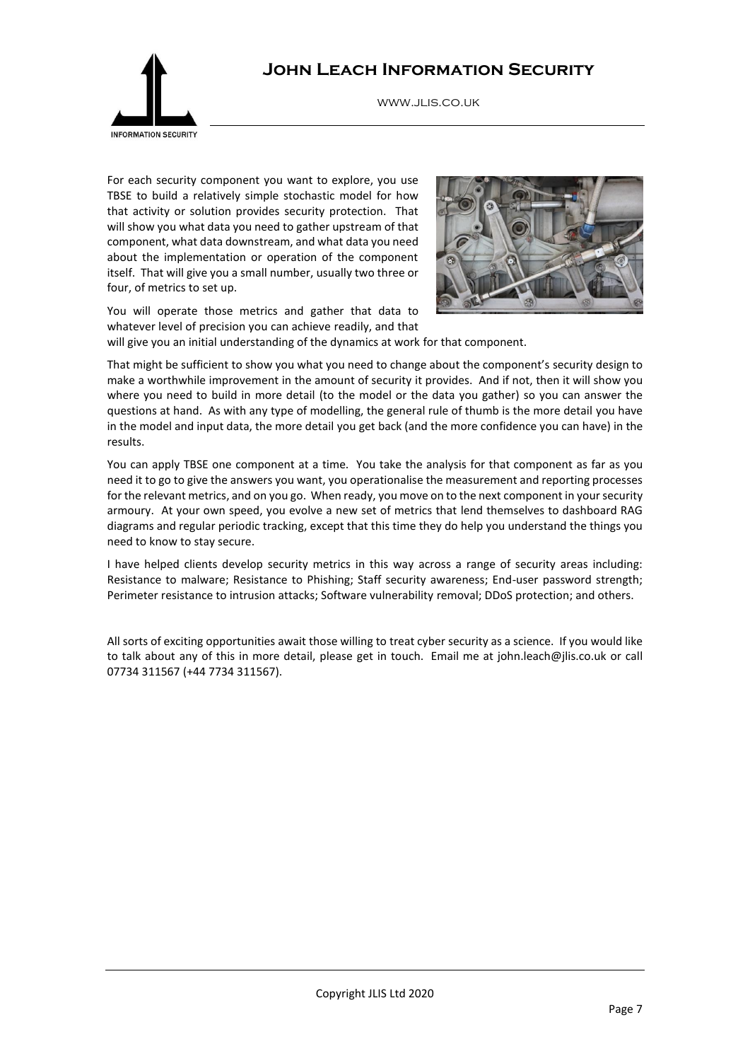For each security component you want to explore, you use TBSE to build a relatively simple stochastic model for how that activity or solution provides security protection. That will show you what data you need to gather upstream of that component, what data downstream, and what data you need about the implementation or operation of the component itself. That will give you a small number, usually two three or four, of metrics to set up.

You will operate those metrics and gather that data to whatever level of precision you can achieve readily, and that will give you an initial understanding of the dynamics at work for that component.

That might be sufficient to show you what you need to change about the component's security design to make a worthwhile improvement in the amount of security it provides. And if not, then it will show you where you need to build in more detail (to the model or the data you gather) so you can answer the questions at hand. As with any type of modelling, the general rule of thumb is the more detail you have in the model and input data, the more detail you get back (and the more confidence you can have) in the results.

You can apply TBSE one component at a time. You take the analysis for that component as far as you need it to go to give the answers you want, you operationalise the measurement and reporting processes for the relevant metrics, and on you go. When ready, you move on to the next component in your security armoury. At your own speed, you evolve a new set of metrics that lend themselves to dashboard RAG diagrams and regular periodic tracking, except that this time they do help you understand the things you need to know to stay secure.

I have helped clients develop security metrics in this way across a range of security areas including: Resistance to malware; Resistance to Phishing; Staff security awareness; End-user password strength; Perimeter resistance to intrusion attacks; Software vulnerability removal; DDoS protection; and others.

All sorts of exciting opportunities await those willing to treat cyber security as a science. If you would like to talk about any of this in more detail, please get in touch. Email me at john.leach@jlis.co.uk or call 07734 311567 (+44 7734 311567).